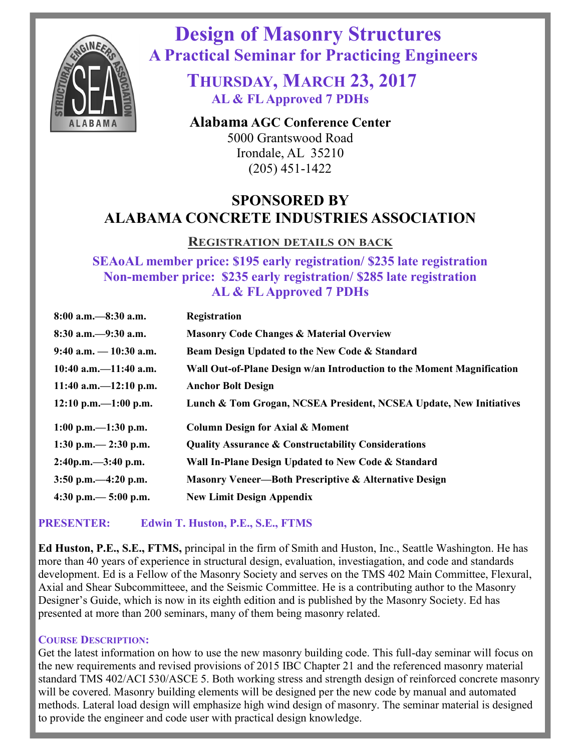# Design of Masonry Structures

## A Practical Seminar for Practicing Engineers

## Thursday, March 23, 2017

**AL & FL Approved 7 PDHs**

**Alabama AGC Conference Center**
5000 Grantswood Road
Irondale, AL 35210
(205) 451-1422

## SPONSORED BY
## ALABAMA CONCRETE INDUSTRIES ASSOCIATION

**Registration details on back**

**SEAoAL member price: $195 early registration/ $235 late registration**
**Non-member price: $235 early registration/ $285 late registration**
**AL & FL Approved 7 PDHs**

| | |
|---|---|
| **8:00 a.m.—8:30 a.m.** | **Registration** |
| **8:30 a.m.—9:30 a.m.** | **Masonry Code Changes & Material Overview** |
| **9:40 a.m. — 10:30 a.m.** | **Beam Design Updated to the New Code & Standard** |
| **10:40 a.m.—11:40 a.m.** | **Wall Out-of-Plane Design w/an Introduction to the Moment Magnification** |
| **11:40 a.m.—12:10 p.m.** | **Anchor Bolt Design** |
| **12:10 p.m.—1:00 p.m.** | **Lunch & Tom Grogan, NCSEA President, NCSEA Update, New Initiatives** |
| **1:00 p.m.—1:30 p.m.** | **Column Design for Axial & Moment** |
| **1:30 p.m.— 2:30 p.m.** | **Quality Assurance & Constructability Considerations** |
| **2:40p.m.—3:40 p.m.** | **Wall In-Plane Design Updated to New Code & Standard** |
| **3:50 p.m.—4:20 p.m.** | **Masonry Veneer—Both Prescriptive & Alternative Design** |
| **4:30 p.m.— 5:00 p.m.** | **New Limit Design Appendix** |

**PRESENTER: Edwin T. Huston, P.E., S.E., FTMS**

**Ed Huston, P.E., S.E., FTMS,** principal in the firm of Smith and Huston, Inc., Seattle Washington. He has more than 40 years of experience in structural design, evaluation, investiagation, and code and standards development. Ed is a Fellow of the Masonry Society and serves on the TMS 402 Main Committee, Flexural, Axial and Shear Subcommitteee, and the Seismic Committee. He is a contributing author to the Masonry Designer's Guide, which is now in its eighth edition and is published by the Masonry Society. Ed has presented at more than 200 seminars, many of them being masonry related.

**Course Description:**

Get the latest information on how to use the new masonry building code. This full-day seminar will focus on the new requirements and revised provisions of 2015 IBC Chapter 21 and the referenced masonry material standard TMS 402/ACI 530/ASCE 5. Both working stress and strength design of reinforced concrete masonry will be covered. Masonry building elements will be designed per the new code by manual and automated methods. Lateral load design will emphasize high wind design of masonry. The seminar material is designed to provide the engineer and code user with practical design knowledge.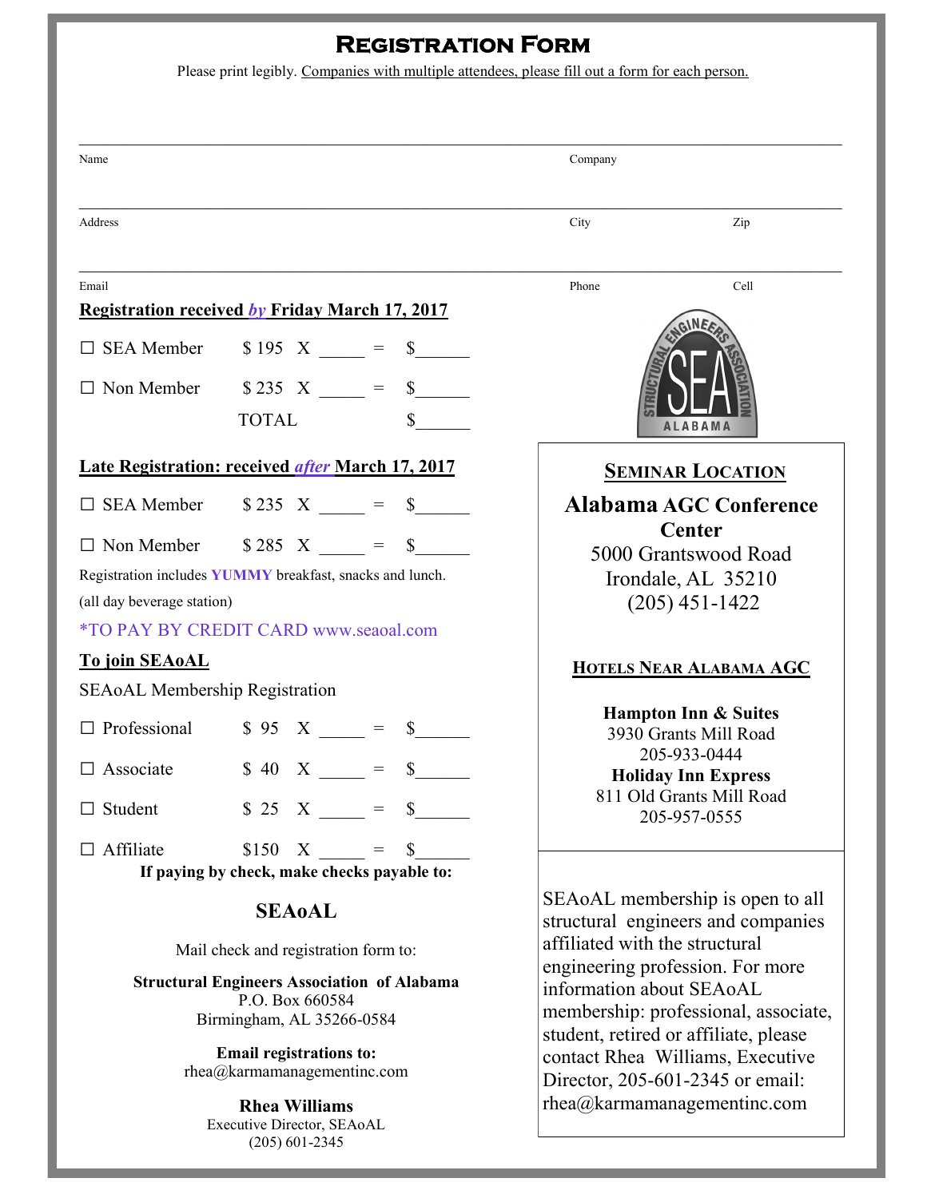# Registration Form

Please print legibly. Companies with multiple attendees, please fill out a form for each person.

Name ________________________ Company ________________________

Address ________________________ City ____________ Zip ____________

Email ________________________ Phone ____________ Cell ____________

**Registration received *by* Friday March 17, 2017**

☐ SEA Member $ 195 X _____ = $______

☐ Non Member $ 235 X _____ = $______

TOTAL $______

**Late Registration: received *after* March 17, 2017**

☐ SEA Member $ 235 X _____ = $______

☐ Non Member $ 285 X _____ = $______

Registration includes **YUMMY** breakfast, snacks and lunch.

(all day beverage station)

*TO PAY BY CREDIT CARD www.seaoal.com

**To join SEAoAL**

SEAoAL Membership Registration

☐ Professional $ 95 X _____ = $______

☐ Associate $ 40 X _____ = $______

☐ Student $ 25 X _____ = $______

☐ Affiliate $150 X _____ = $______

**If paying by check, make checks payable to:**

**SEAoAL**

Mail check and registration form to:

**Structural Engineers Association of Alabama**
P.O. Box 660584
Birmingham, AL 35266-0584

**Email registrations to:**
rhea@karmamanagementinc.com

**Rhea Williams**
Executive Director, SEAoAL
(205) 601-2345

## Seminar Location

**Alabama AGC Conference Center**
5000 Grantswood Road
Irondale, AL 35210
(205) 451-1422

## Hotels Near Alabama AGC

**Hampton Inn & Suites**
3930 Grants Mill Road
205-933-0444

**Holiday Inn Express**
811 Old Grants Mill Road
205-957-0555

SEAoAL membership is open to all structural engineers and companies affiliated with the structural engineering profession. For more information about SEAoAL membership: professional, associate, student, retired or affiliate, please contact Rhea Williams, Executive Director, 205-601-2345 or email: rhea@karmamanagementinc.com